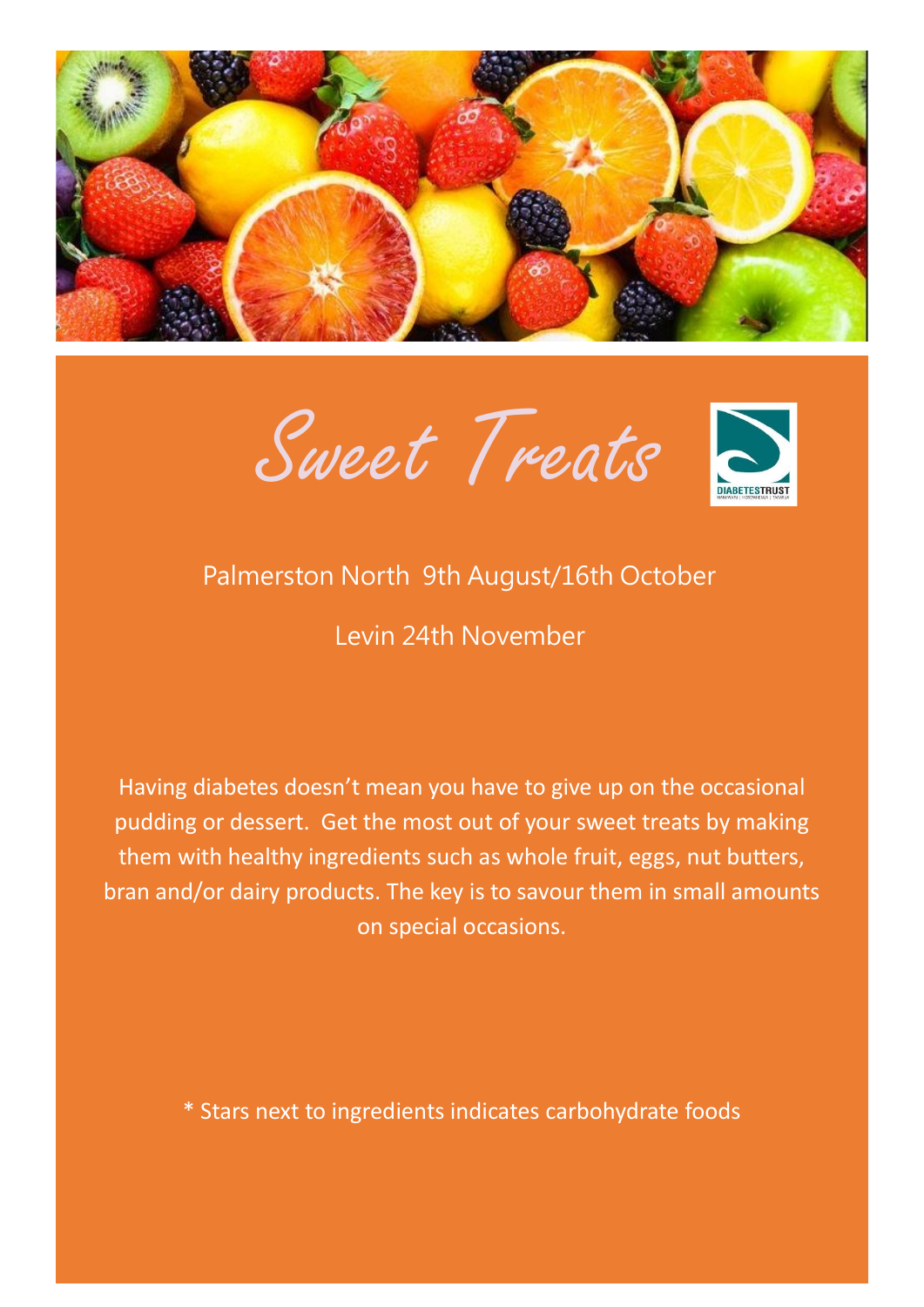# Sweet Treats

Palmerston North 9th August/16th October

Levin 24th November

Having diabetes doesn't mean you have to give up on the occasional pudding or dessert. Get the most out of your sweet treats by making them with healthy ingredients such as whole fruit, eggs, nut butters, bran and/or dairy products. The key is to savour them in small amounts on special occasions.

* Stars next to ingredients indicates carbohydrate foods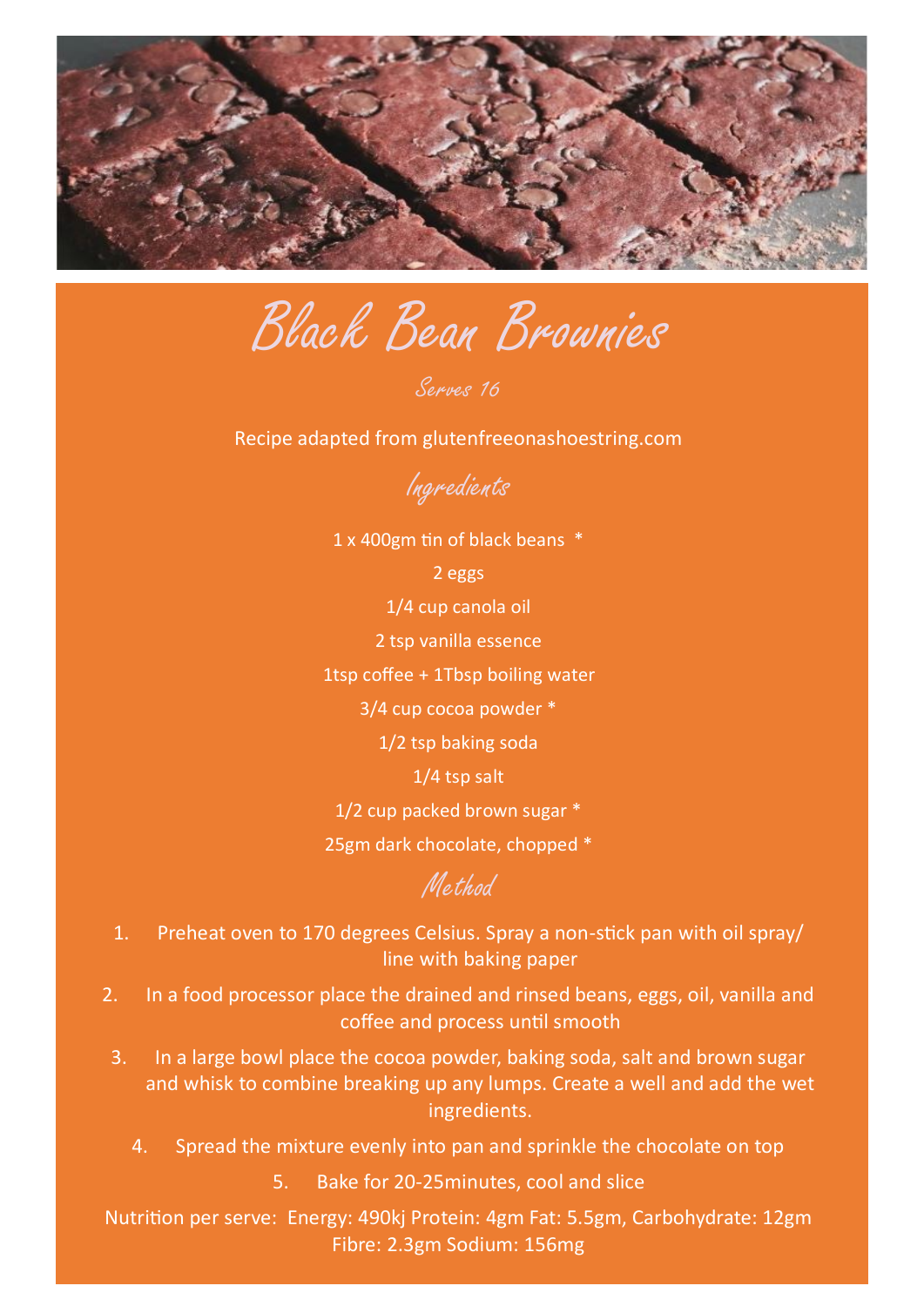# Black Bean Brownies

*Serves 16*

Recipe adapted from glutenfreeonashoestring.com

## Ingredients

1 x 400gm tin of black beans *

2 eggs

1/4 cup canola oil

2 tsp vanilla essence

1tsp coffee + 1Tbsp boiling water

3/4 cup cocoa powder *

1/2 tsp baking soda

1/4 tsp salt

1/2 cup packed brown sugar *

25gm dark chocolate, chopped *

## Method

1. Preheat oven to 170 degrees Celsius. Spray a non-stick pan with oil spray/ line with baking paper
2. In a food processor place the drained and rinsed beans, eggs, oil, vanilla and coffee and process until smooth
3. In a large bowl place the cocoa powder, baking soda, salt and brown sugar and whisk to combine breaking up any lumps. Create a well and add the wet ingredients.
4. Spread the mixture evenly into pan and sprinkle the chocolate on top
5. Bake for 20-25minutes, cool and slice

Nutrition per serve: Energy: 490kj Protein: 4gm Fat: 5.5gm, Carbohydrate: 12gm Fibre: 2.3gm Sodium: 156mg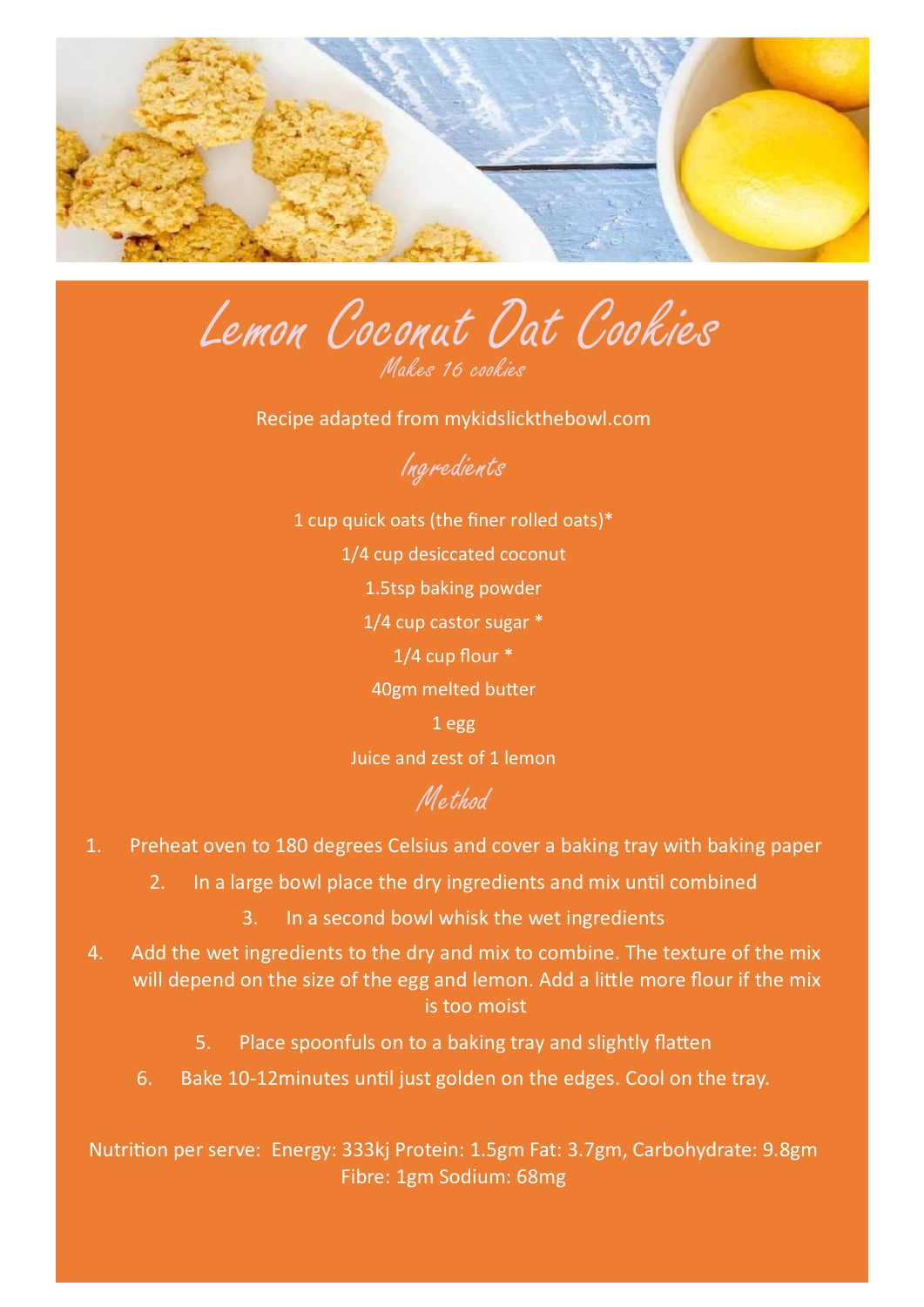# Lemon Coconut Oat Cookies

Makes 16 cookies

Recipe adapted from mykidslickthebowl.com

## Ingredients

1 cup quick oats (the finer rolled oats)*

1/4 cup desiccated coconut

1.5tsp baking powder

1/4 cup castor sugar *

1/4 cup flour *

40gm melted butter

1 egg

Juice and zest of 1 lemon

## Method

1. Preheat oven to 180 degrees Celsius and cover a baking tray with baking paper
2. In a large bowl place the dry ingredients and mix until combined
3. In a second bowl whisk the wet ingredients
4. Add the wet ingredients to the dry and mix to combine. The texture of the mix will depend on the size of the egg and lemon. Add a little more flour if the mix is too moist
5. Place spoonfuls on to a baking tray and slightly flatten
6. Bake 10-12minutes until just golden on the edges. Cool on the tray.

Nutrition per serve: Energy: 333kj Protein: 1.5gm Fat: 3.7gm, Carbohydrate: 9.8gm Fibre: 1gm Sodium: 68mg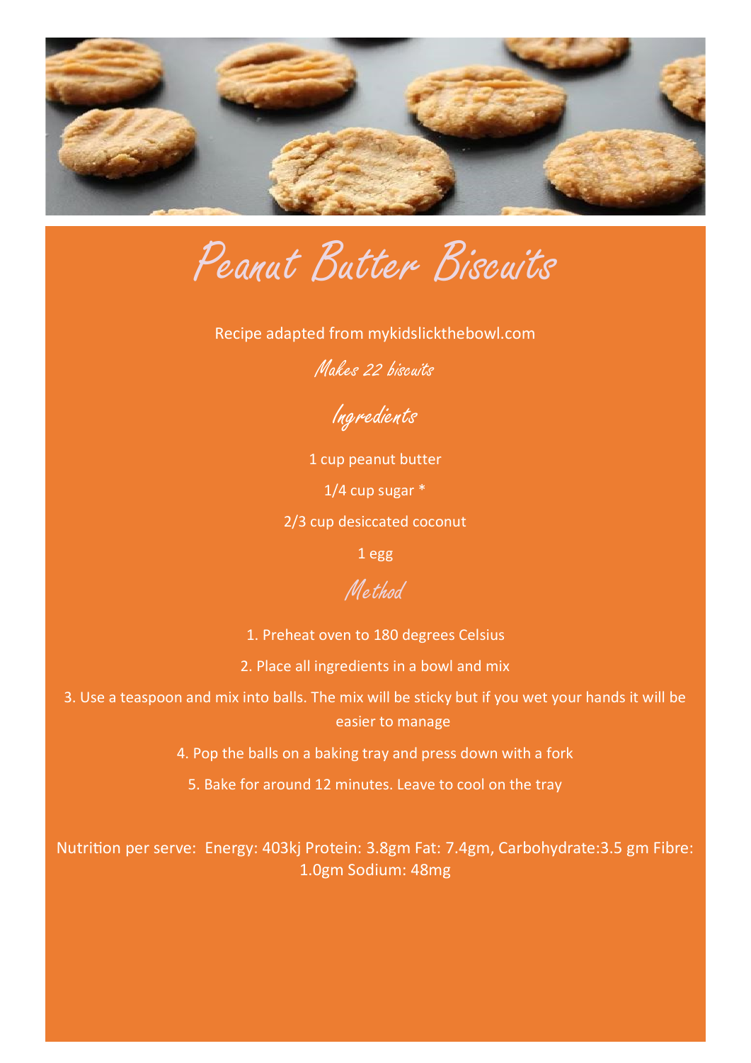# Peanut Butter Biscuits

Recipe adapted from mykidslickthebowl.com

*Makes 22 biscuits*

## Ingredients

1 cup peanut butter

1/4 cup sugar *

2/3 cup desiccated coconut

1 egg

## Method

1. Preheat oven to 180 degrees Celsius
2. Place all ingredients in a bowl and mix
3. Use a teaspoon and mix into balls. The mix will be sticky but if you wet your hands it will be easier to manage
4. Pop the balls on a baking tray and press down with a fork
5. Bake for around 12 minutes. Leave to cool on the tray

Nutrition per serve: Energy: 403kj Protein: 3.8gm Fat: 7.4gm, Carbohydrate:3.5 gm Fibre: 1.0gm Sodium: 48mg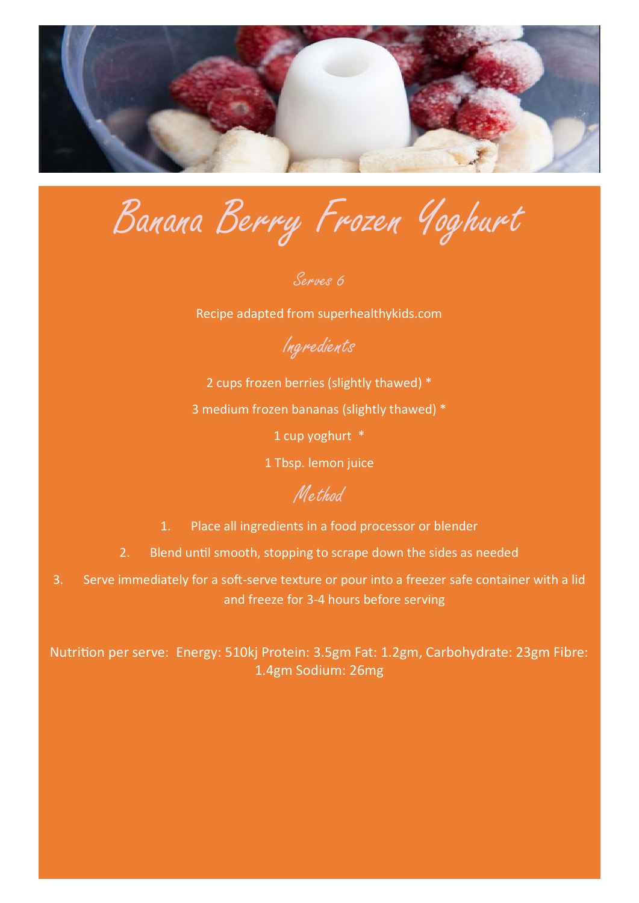# Banana Berry Frozen Yoghurt

Serves 6

Recipe adapted from superhealthykids.com

## Ingredients

2 cups frozen berries (slightly thawed) *

3 medium frozen bananas (slightly thawed) *

1 cup yoghurt *

1 Tbsp. lemon juice

## Method

1. Place all ingredients in a food processor or blender
2. Blend until smooth, stopping to scrape down the sides as needed
3. Serve immediately for a soft-serve texture or pour into a freezer safe container with a lid and freeze for 3-4 hours before serving

Nutrition per serve: Energy: 510kj Protein: 3.5gm Fat: 1.2gm, Carbohydrate: 23gm Fibre: 1.4gm Sodium: 26mg